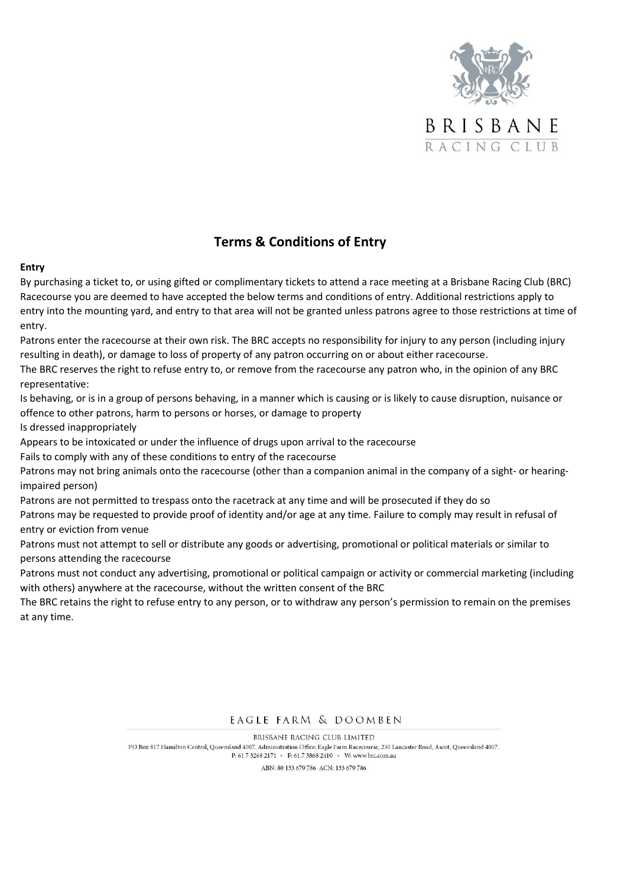# Terms & Conditions of Entry

**Entry**

By purchasing a ticket to, or using gifted or complimentary tickets to attend a race meeting at a Brisbane Racing Club (BRC) Racecourse you are deemed to have accepted the below terms and conditions of entry. Additional restrictions apply to entry into the mounting yard, and entry to that area will not be granted unless patrons agree to those restrictions at time of entry.

Patrons enter the racecourse at their own risk. The BRC accepts no responsibility for injury to any person (including injury resulting in death), or damage to loss of property of any patron occurring on or about either racecourse.

The BRC reserves the right to refuse entry to, or remove from the racecourse any patron who, in the opinion of any BRC representative:

Is behaving, or is in a group of persons behaving, in a manner which is causing or is likely to cause disruption, nuisance or offence to other patrons, harm to persons or horses, or damage to property

Is dressed inappropriately

Appears to be intoxicated or under the influence of drugs upon arrival to the racecourse

Fails to comply with any of these conditions to entry of the racecourse

Patrons may not bring animals onto the racecourse (other than a companion animal in the company of a sight- or hearing-impaired person)

Patrons are not permitted to trespass onto the racetrack at any time and will be prosecuted if they do so

Patrons may be requested to provide proof of identity and/or age at any time. Failure to comply may result in refusal of entry or eviction from venue

Patrons must not attempt to sell or distribute any goods or advertising, promotional or political materials or similar to persons attending the racecourse

Patrons must not conduct any advertising, promotional or political campaign or activity or commercial marketing (including with others) anywhere at the racecourse, without the written consent of the BRC

The BRC retains the right to refuse entry to any person, or to withdraw any person's permission to remain on the premises at any time.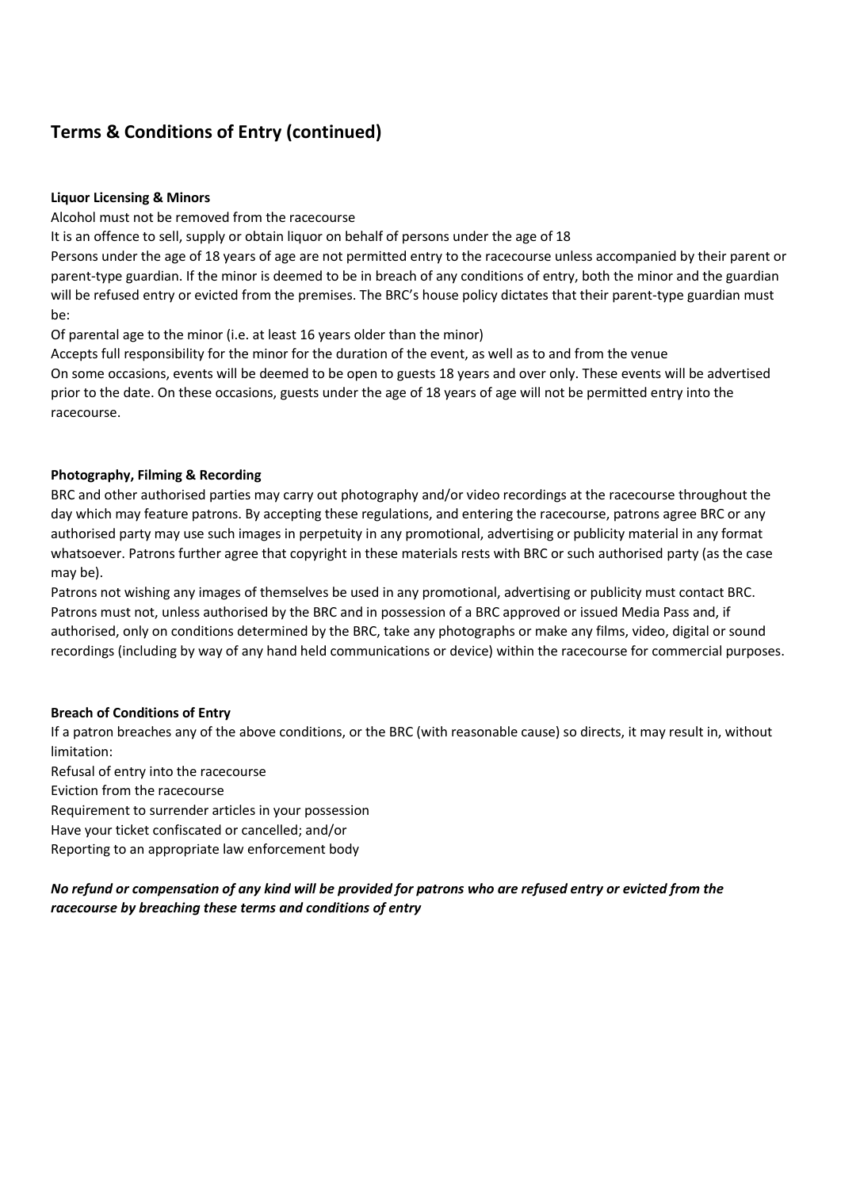## Terms & Conditions of Entry (continued)

**Liquor Licensing & Minors**

Alcohol must not be removed from the racecourse

It is an offence to sell, supply or obtain liquor on behalf of persons under the age of 18

Persons under the age of 18 years of age are not permitted entry to the racecourse unless accompanied by their parent or parent-type guardian. If the minor is deemed to be in breach of any conditions of entry, both the minor and the guardian will be refused entry or evicted from the premises. The BRC's house policy dictates that their parent-type guardian must be:

Of parental age to the minor (i.e. at least 16 years older than the minor)

Accepts full responsibility for the minor for the duration of the event, as well as to and from the venue

On some occasions, events will be deemed to be open to guests 18 years and over only. These events will be advertised prior to the date. On these occasions, guests under the age of 18 years of age will not be permitted entry into the racecourse.

**Photography, Filming & Recording**

BRC and other authorised parties may carry out photography and/or video recordings at the racecourse throughout the day which may feature patrons. By accepting these regulations, and entering the racecourse, patrons agree BRC or any authorised party may use such images in perpetuity in any promotional, advertising or publicity material in any format whatsoever. Patrons further agree that copyright in these materials rests with BRC or such authorised party (as the case may be).

Patrons not wishing any images of themselves be used in any promotional, advertising or publicity must contact BRC.

Patrons must not, unless authorised by the BRC and in possession of a BRC approved or issued Media Pass and, if authorised, only on conditions determined by the BRC, take any photographs or make any films, video, digital or sound recordings (including by way of any hand held communications or device) within the racecourse for commercial purposes.

**Breach of Conditions of Entry**

If a patron breaches any of the above conditions, or the BRC (with reasonable cause) so directs, it may result in, without limitation:

Refusal of entry into the racecourse

Eviction from the racecourse

Requirement to surrender articles in your possession

Have your ticket confiscated or cancelled; and/or

Reporting to an appropriate law enforcement body

***No refund or compensation of any kind will be provided for patrons who are refused entry or evicted from the racecourse by breaching these terms and conditions of entry***